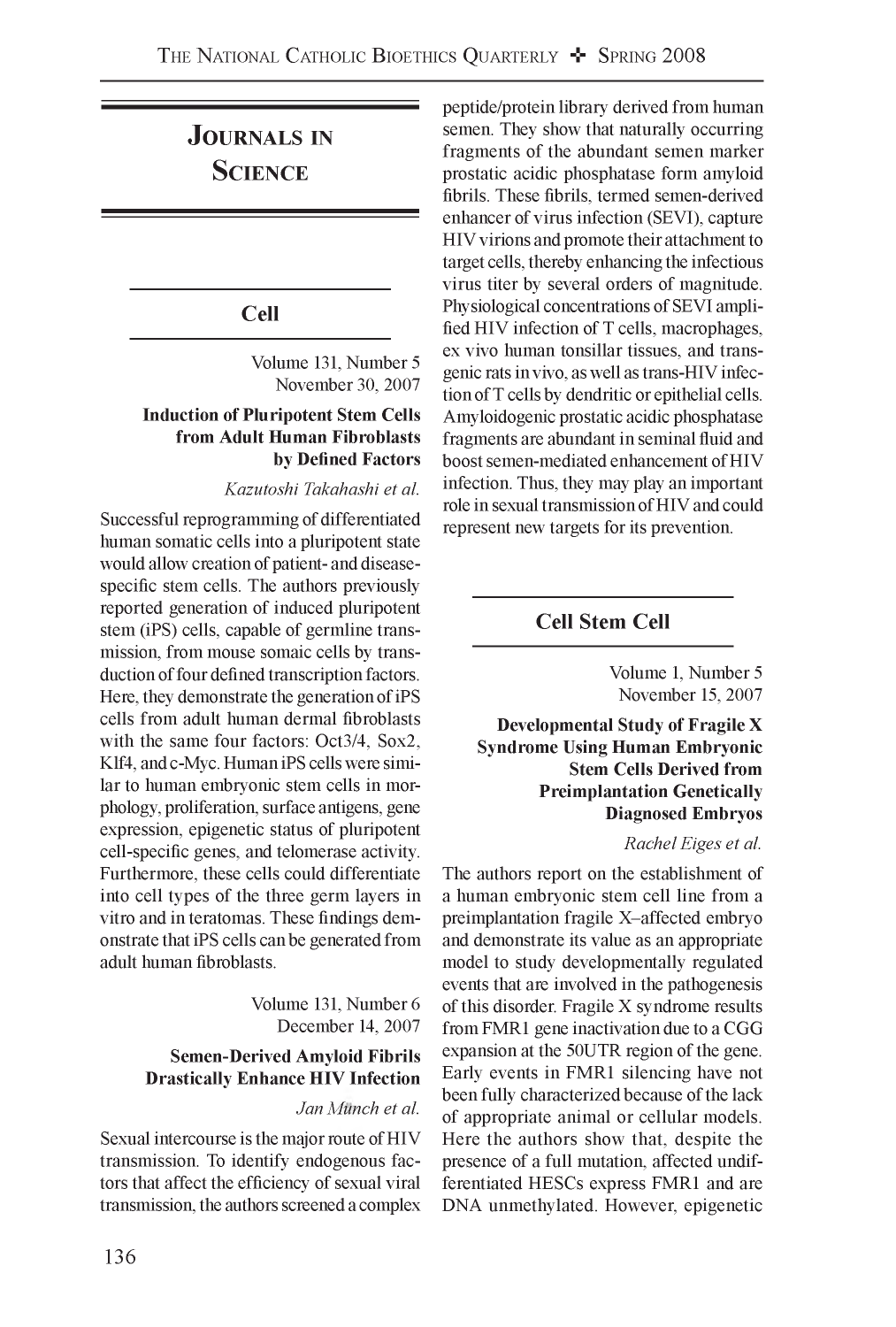# Journals in Science

## Cell

Volume 131, Number 5
November 30, 2007

**Induction of Pluripotent Stem Cells from Adult Human Fibroblasts by Defined Factors**

*Kazutoshi Takahashi et al.*

Successful reprogramming of differentiated human somatic cells into a pluripotent state would allow creation of patient- and disease-specific stem cells. The authors previously reported generation of induced pluripotent stem (iPS) cells, capable of germline transmission, from mouse somaic cells by transduction of four defined transcription factors. Here, they demonstrate the generation of iPS cells from adult human dermal fibroblasts with the same four factors: Oct3/4, Sox2, Klf4, and c-Myc. Human iPS cells were similar to human embryonic stem cells in morphology, proliferation, surface antigens, gene expression, epigenetic status of pluripotent cell-specific genes, and telomerase activity. Furthermore, these cells could differentiate into cell types of the three germ layers in vitro and in teratomas. These findings demonstrate that iPS cells can be generated from adult human fibroblasts.

Volume 131, Number 6
December 14, 2007

**Semen-Derived Amyloid Fibrils Drastically Enhance HIV Infection**

*Jan Münch et al.*

Sexual intercourse is the major route of HIV transmission. To identify endogenous factors that affect the efficiency of sexual viral transmission, the authors screened a complex peptide/protein library derived from human semen. They show that naturally occurring fragments of the abundant semen marker prostatic acidic phosphatase form amyloid fibrils. These fibrils, termed semen-derived enhancer of virus infection (SEVI), capture HIV virions and promote their attachment to target cells, thereby enhancing the infectious virus titer by several orders of magnitude. Physiological concentrations of SEVI amplified HIV infection of T cells, macrophages, ex vivo human tonsillar tissues, and transgenic rats in vivo, as well as trans-HIV infection of T cells by dendritic or epithelial cells. Amyloidogenic prostatic acidic phosphatase fragments are abundant in seminal fluid and boost semen-mediated enhancement of HIV infection. Thus, they may play an important role in sexual transmission of HIV and could represent new targets for its prevention.

## Cell Stem Cell

Volume 1, Number 5
November 15, 2007

**Developmental Study of Fragile X Syndrome Using Human Embryonic Stem Cells Derived from Preimplantation Genetically Diagnosed Embryos**

*Rachel Eiges et al.*

The authors report on the establishment of a human embryonic stem cell line from a preimplantation fragile X–affected embryo and demonstrate its value as an appropriate model to study developmentally regulated events that are involved in the pathogenesis of this disorder. Fragile X syndrome results from FMR1 gene inactivation due to a CGG expansion at the 50UTR region of the gene. Early events in FMR1 silencing have not been fully characterized because of the lack of appropriate animal or cellular models. Here the authors show that, despite the presence of a full mutation, affected undifferentiated HESCs express FMR1 and are DNA unmethylated. However, epigenetic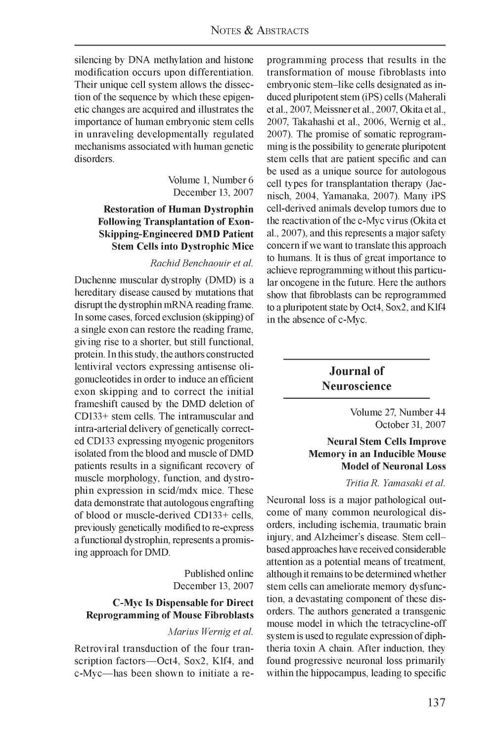silencing by DNA methylation and histone modification occurs upon differentiation. Their unique cell system allows the dissection of the sequence by which these epigenetic changes are acquired and illustrates the importance of human embryonic stem cells in unraveling developmentally regulated mechanisms associated with human genetic disorders.

Volume 1, Number 6
December 13, 2007

**Restoration of Human Dystrophin Following Transplantation of Exon-Skipping-Engineered DMD Patient Stem Cells into Dystrophic Mice**

*Rachid Benchaouir et al.*

Duchenne muscular dystrophy (DMD) is a hereditary disease caused by mutations that disrupt the dystrophin mRNA reading frame. In some cases, forced exclusion (skipping) of a single exon can restore the reading frame, giving rise to a shorter, but still functional, protein. In this study, the authors constructed lentiviral vectors expressing antisense oligonucleotides in order to induce an efficient exon skipping and to correct the initial frameshift caused by the DMD deletion of CD133+ stem cells. The intramuscular and intra-arterial delivery of genetically corrected CD133 expressing myogenic progenitors isolated from the blood and muscle of DMD patients results in a significant recovery of muscle morphology, function, and dystrophin expression in scid/mdx mice. These data demonstrate that autologous engrafting of blood or muscle-derived CD133+ cells, previously genetically modified to re-express a functional dystrophin, represents a promising approach for DMD.

Published online
December 13, 2007

**C-Myc Is Dispensable for Direct Reprogramming of Mouse Fibroblasts**

*Marius Wernig et al.*

Retroviral transduction of the four transcription factors—Oct4, Sox2, Klf4, and c-Myc—has been shown to initiate a reprogramming process that results in the transformation of mouse fibroblasts into embryonic stem–like cells designated as induced pluripotent stem (iPS) cells (Maherali et al., 2007, Meissner et al., 2007, Okita et al., 2007, Takahashi et al., 2006, Wernig et al., 2007). The promise of somatic reprogramming is the possibility to generate pluripotent stem cells that are patient specific and can be used as a unique source for autologous cell types for transplantation therapy (Jaenisch, 2004, Yamanaka, 2007). Many iPS cell-derived animals develop tumors due to the reactivation of the c-Myc virus (Okita et al., 2007), and this represents a major safety concern if we want to translate this approach to humans. It is thus of great importance to achieve reprogramming without this particular oncogene in the future. Here the authors show that fibroblasts can be reprogrammed to a pluripotent state by Oct4, Sox2, and Klf4 in the absence of c-Myc.

## Journal of Neuroscience

Volume 27, Number 44
October 31, 2007

**Neural Stem Cells Improve Memory in an Inducible Mouse Model of Neuronal Loss**

*Tritia R. Yamasaki et al.*

Neuronal loss is a major pathological outcome of many common neurological disorders, including ischemia, traumatic brain injury, and Alzheimer's disease. Stem cell–based approaches have received considerable attention as a potential means of treatment, although it remains to be determined whether stem cells can ameliorate memory dysfunction, a devastating component of these disorders. The authors generated a transgenic mouse model in which the tetracycline-off system is used to regulate expression of diphtheria toxin A chain. After induction, they found progressive neuronal loss primarily within the hippocampus, leading to specific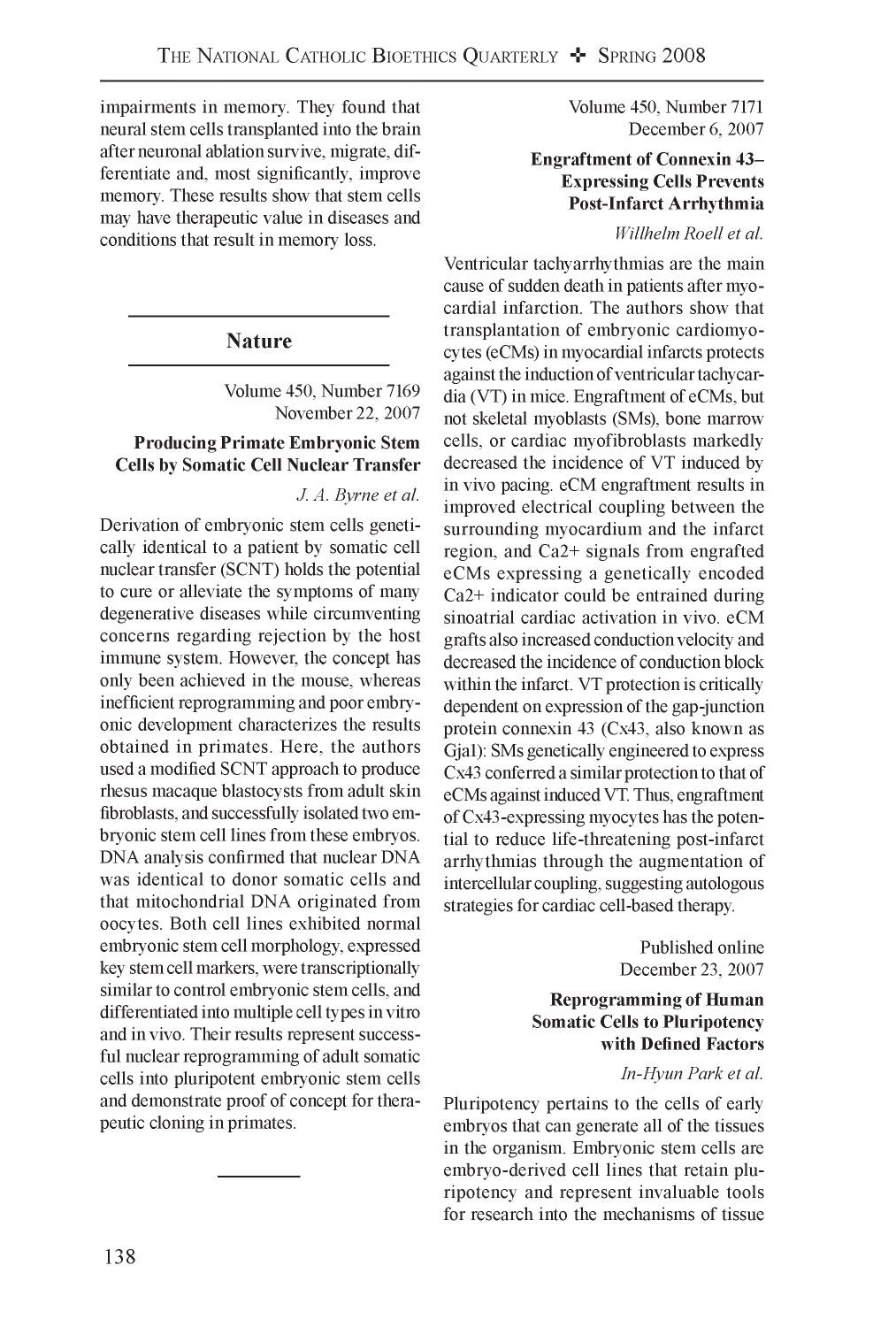impairments in memory. They found that neural stem cells transplanted into the brain after neuronal ablation survive, migrate, differentiate and, most significantly, improve memory. These results show that stem cells may have therapeutic value in diseases and conditions that result in memory loss.

## Nature

Volume 450, Number 7169
November 22, 2007

### Producing Primate Embryonic Stem Cells by Somatic Cell Nuclear Transfer

*J. A. Byrne et al.*

Derivation of embryonic stem cells genetically identical to a patient by somatic cell nuclear transfer (SCNT) holds the potential to cure or alleviate the symptoms of many degenerative diseases while circumventing concerns regarding rejection by the host immune system. However, the concept has only been achieved in the mouse, whereas inefficient reprogramming and poor embryonic development characterizes the results obtained in primates. Here, the authors used a modified SCNT approach to produce rhesus macaque blastocysts from adult skin fibroblasts, and successfully isolated two embryonic stem cell lines from these embryos. DNA analysis confirmed that nuclear DNA was identical to donor somatic cells and that mitochondrial DNA originated from oocytes. Both cell lines exhibited normal embryonic stem cell morphology, expressed key stem cell markers, were transcriptionally similar to control embryonic stem cells, and differentiated into multiple cell types in vitro and in vivo. Their results represent successful nuclear reprogramming of adult somatic cells into pluripotent embryonic stem cells and demonstrate proof of concept for therapeutic cloning in primates.

---

Volume 450, Number 7171
December 6, 2007

### Engraftment of Connexin 43–Expressing Cells Prevents Post-Infarct Arrhythmia

*Willhelm Roell et al.*

Ventricular tachyarrhythmias are the main cause of sudden death in patients after myocardial infarction. The authors show that transplantation of embryonic cardiomyocytes (eCMs) in myocardial infarcts protects against the induction of ventricular tachycardia (VT) in mice. Engraftment of eCMs, but not skeletal myoblasts (SMs), bone marrow cells, or cardiac myofibroblasts markedly decreased the incidence of VT induced by in vivo pacing. eCM engraftment results in improved electrical coupling between the surrounding myocardium and the infarct region, and $Ca^{2+}$ signals from engrafted eCMs expressing a genetically encoded $Ca^{2+}$ indicator could be entrained during sinoatrial cardiac activation in vivo. eCM grafts also increased conduction velocity and decreased the incidence of conduction block within the infarct. VT protection is critically dependent on expression of the gap-junction protein connexin 43 (Cx43, also known as Gja1): SMs genetically engineered to express Cx43 conferred a similar protection to that of eCMs against induced VT. Thus, engraftment of Cx43-expressing myocytes has the potential to reduce life-threatening post-infarct arrhythmias through the augmentation of intercellular coupling, suggesting autologous strategies for cardiac cell-based therapy.

Published online
December 23, 2007

### Reprogramming of Human Somatic Cells to Pluripotency with Defined Factors

*In-Hyun Park et al.*

Pluripotency pertains to the cells of early embryos that can generate all of the tissues in the organism. Embryonic stem cells are embryo-derived cell lines that retain pluripotency and represent invaluable tools for research into the mechanisms of tissue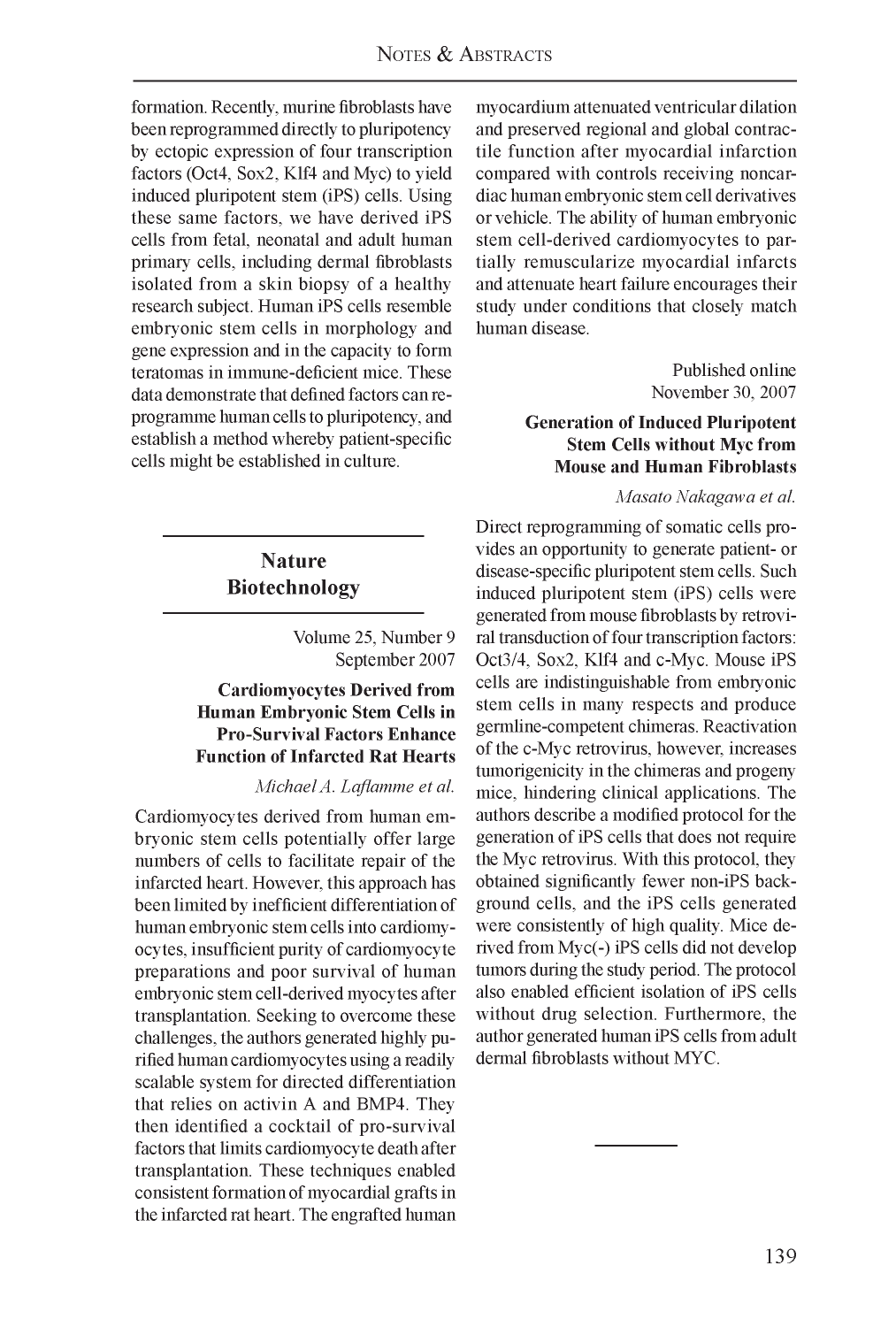formation. Recently, murine fibroblasts have been reprogrammed directly to pluripotency by ectopic expression of four transcription factors (Oct4, Sox2, Klf4 and Myc) to yield induced pluripotent stem (iPS) cells. Using these same factors, we have derived iPS cells from fetal, neonatal and adult human primary cells, including dermal fibroblasts isolated from a skin biopsy of a healthy research subject. Human iPS cells resemble embryonic stem cells in morphology and gene expression and in the capacity to form teratomas in immune-deficient mice. These data demonstrate that defined factors can reprogramme human cells to pluripotency, and establish a method whereby patient-specific cells might be established in culture.

## Nature Biotechnology

Volume 25, Number 9
September 2007

### Cardiomyocytes Derived from Human Embryonic Stem Cells in Pro-Survival Factors Enhance Function of Infarcted Rat Hearts

*Michael A. Laflamme et al.*

Cardiomyocytes derived from human embryonic stem cells potentially offer large numbers of cells to facilitate repair of the infarcted heart. However, this approach has been limited by inefficient differentiation of human embryonic stem cells into cardiomyocytes, insufficient purity of cardiomyocyte preparations and poor survival of human embryonic stem cell-derived myocytes after transplantation. Seeking to overcome these challenges, the authors generated highly purified human cardiomyocytes using a readily scalable system for directed differentiation that relies on activin A and BMP4. They then identified a cocktail of pro-survival factors that limits cardiomyocyte death after transplantation. These techniques enabled consistent formation of myocardial grafts in the infarcted rat heart. The engrafted human myocardium attenuated ventricular dilation and preserved regional and global contractile function after myocardial infarction compared with controls receiving noncardiac human embryonic stem cell derivatives or vehicle. The ability of human embryonic stem cell-derived cardiomyocytes to partially remuscularize myocardial infarcts and attenuate heart failure encourages their study under conditions that closely match human disease.

Published online
November 30, 2007

### Generation of Induced Pluripotent Stem Cells without Myc from Mouse and Human Fibroblasts

*Masato Nakagawa et al.*

Direct reprogramming of somatic cells provides an opportunity to generate patient- or disease-specific pluripotent stem cells. Such induced pluripotent stem (iPS) cells were generated from mouse fibroblasts by retroviral transduction of four transcription factors: Oct3/4, Sox2, Klf4 and c-Myc. Mouse iPS cells are indistinguishable from embryonic stem cells in many respects and produce germline-competent chimeras. Reactivation of the c-Myc retrovirus, however, increases tumorigenicity in the chimeras and progeny mice, hindering clinical applications. The authors describe a modified protocol for the generation of iPS cells that does not require the Myc retrovirus. With this protocol, they obtained significantly fewer non-iPS background cells, and the iPS cells generated were consistently of high quality. Mice derived from Myc(-) iPS cells did not develop tumors during the study period. The protocol also enabled efficient isolation of iPS cells without drug selection. Furthermore, the author generated human iPS cells from adult dermal fibroblasts without MYC.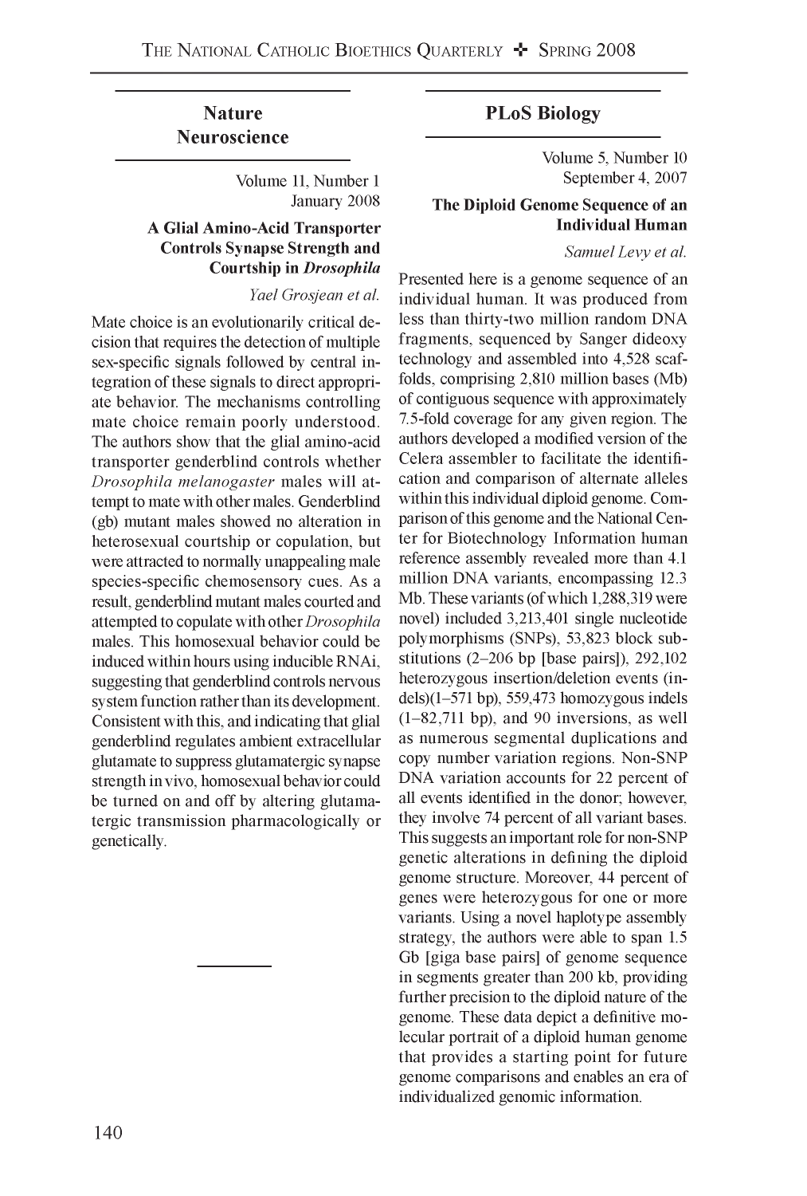## Nature Neuroscience

Volume 11, Number 1
January 2008

### A Glial Amino-Acid Transporter Controls Synapse Strength and Courtship in *Drosophila*

*Yael Grosjean et al.*

Mate choice is an evolutionarily critical decision that requires the detection of multiple sex-specific signals followed by central integration of these signals to direct appropriate behavior. The mechanisms controlling mate choice remain poorly understood. The authors show that the glial amino-acid transporter genderblind controls whether *Drosophila melanogaster* males will attempt to mate with other males. Genderblind (gb) mutant males showed no alteration in heterosexual courtship or copulation, but were attracted to normally unappealing male species-specific chemosensory cues. As a result, genderblind mutant males courted and attempted to copulate with other *Drosophila* males. This homosexual behavior could be induced within hours using inducible RNAi, suggesting that genderblind controls nervous system function rather than its development. Consistent with this, and indicating that glial genderblind regulates ambient extracellular glutamate to suppress glutamatergic synapse strength in vivo, homosexual behavior could be turned on and off by altering glutamatergic transmission pharmacologically or genetically.

## PLoS Biology

Volume 5, Number 10
September 4, 2007

### The Diploid Genome Sequence of an Individual Human

*Samuel Levy et al.*

Presented here is a genome sequence of an individual human. It was produced from less than thirty-two million random DNA fragments, sequenced by Sanger dideoxy technology and assembled into 4,528 scaffolds, comprising 2,810 million bases (Mb) of contiguous sequence with approximately 7.5-fold coverage for any given region. The authors developed a modified version of the Celera assembler to facilitate the identification and comparison of alternate alleles within this individual diploid genome. Comparison of this genome and the National Center for Biotechnology Information human reference assembly revealed more than 4.1 million DNA variants, encompassing 12.3 Mb. These variants (of which 1,288,319 were novel) included 3,213,401 single nucleotide polymorphisms (SNPs), 53,823 block substitutions (2–206 bp [base pairs]), 292,102 heterozygous insertion/deletion events (indels)(1–571 bp), 559,473 homozygous indels (1–82,711 bp), and 90 inversions, as well as numerous segmental duplications and copy number variation regions. Non-SNP DNA variation accounts for 22 percent of all events identified in the donor; however, they involve 74 percent of all variant bases. This suggests an important role for non-SNP genetic alterations in defining the diploid genome structure. Moreover, 44 percent of genes were heterozygous for one or more variants. Using a novel haplotype assembly strategy, the authors were able to span 1.5 Gb [giga base pairs] of genome sequence in segments greater than 200 kb, providing further precision to the diploid nature of the genome. These data depict a definitive molecular portrait of a diploid human genome that provides a starting point for future genome comparisons and enables an era of individualized genomic information.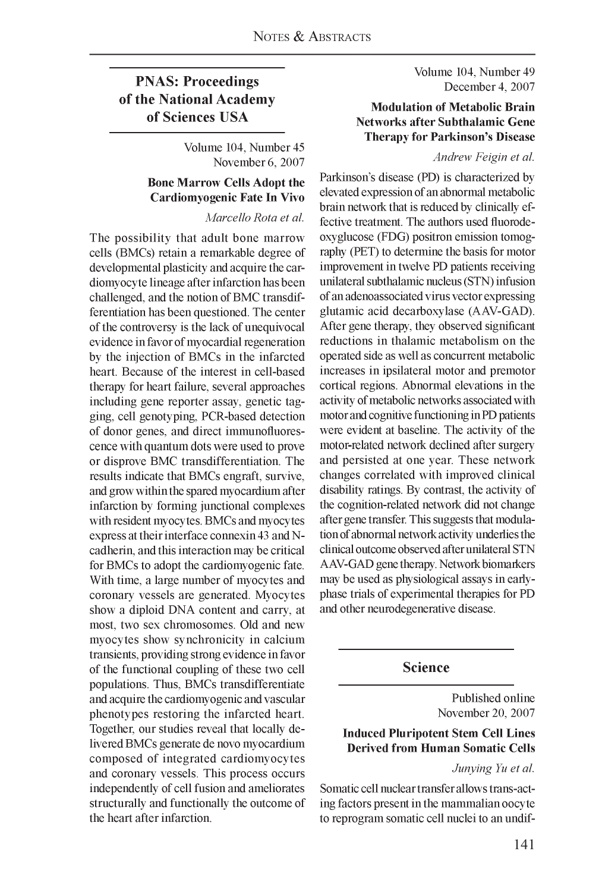## PNAS: Proceedings of the National Academy of Sciences USA

Volume 104, Number 45
November 6, 2007

### Bone Marrow Cells Adopt the Cardiomyogenic Fate In Vivo

*Marcello Rota et al.*

The possibility that adult bone marrow cells (BMCs) retain a remarkable degree of developmental plasticity and acquire the cardiomyocyte lineage after infarction has been challenged, and the notion of BMC transdifferentiation has been questioned. The center of the controversy is the lack of unequivocal evidence in favor of myocardial regeneration by the injection of BMCs in the infarcted heart. Because of the interest in cell-based therapy for heart failure, several approaches including gene reporter assay, genetic tagging, cell genotyping, PCR-based detection of donor genes, and direct immunofluorescence with quantum dots were used to prove or disprove BMC transdifferentiation. The results indicate that BMCs engraft, survive, and grow within the spared myocardium after infarction by forming junctional complexes with resident myocytes. BMCs and myocytes express at their interface connexin 43 and N-cadherin, and this interaction may be critical for BMCs to adopt the cardiomyogenic fate. With time, a large number of myocytes and coronary vessels are generated. Myocytes show a diploid DNA content and carry, at most, two sex chromosomes. Old and new myocytes show synchronicity in calcium transients, providing strong evidence in favor of the functional coupling of these two cell populations. Thus, BMCs transdifferentiate and acquire the cardiomyogenic and vascular phenotypes restoring the infarcted heart. Together, our studies reveal that locally delivered BMCs generate de novo myocardium composed of integrated cardiomyocytes and coronary vessels. This process occurs independently of cell fusion and ameliorates structurally and functionally the outcome of the heart after infarction.

Volume 104, Number 49
December 4, 2007

### Modulation of Metabolic Brain Networks after Subthalamic Gene Therapy for Parkinson's Disease

*Andrew Feigin et al.*

Parkinson's disease (PD) is characterized by elevated expression of an abnormal metabolic brain network that is reduced by clinically effective treatment. The authors used fluorodeoxyglucose (FDG) positron emission tomography (PET) to determine the basis for motor improvement in twelve PD patients receiving unilateral subthalamic nucleus (STN) infusion of an adenoassociated virus vector expressing glutamic acid decarboxylase (AAV-GAD). After gene therapy, they observed significant reductions in thalamic metabolism on the operated side as well as concurrent metabolic increases in ipsilateral motor and premotor cortical regions. Abnormal elevations in the activity of metabolic networks associated with motor and cognitive functioning in PD patients were evident at baseline. The activity of the motor-related network declined after surgery and persisted at one year. These network changes correlated with improved clinical disability ratings. By contrast, the activity of the cognition-related network did not change after gene transfer. This suggests that modulation of abnormal network activity underlies the clinical outcome observed after unilateral STN AAV-GAD gene therapy. Network biomarkers may be used as physiological assays in early-phase trials of experimental therapies for PD and other neurodegenerative disease.

## Science

Published online
November 20, 2007

### Induced Pluripotent Stem Cell Lines Derived from Human Somatic Cells

*Junying Yu et al.*

Somatic cell nuclear transfer allows trans-acting factors present in the mammalian oocyte to reprogram somatic cell nuclei to an undif-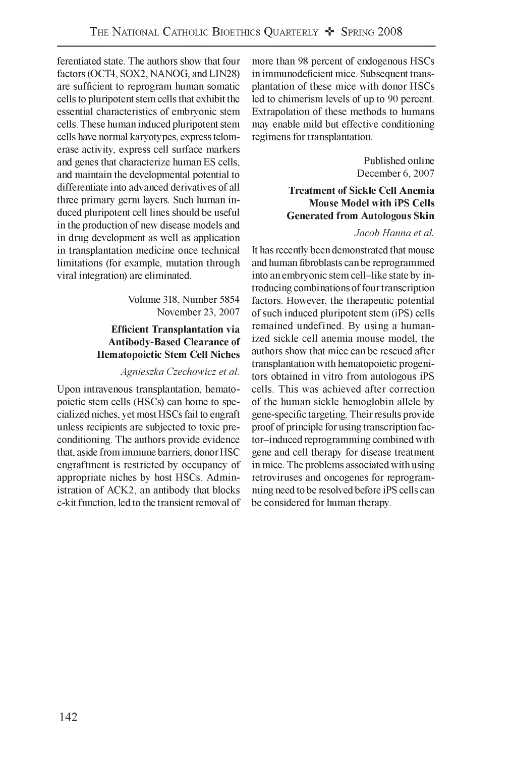ferentiated state. The authors show that four factors (OCT4, SOX2, NANOG, and LIN28) are sufficient to reprogram human somatic cells to pluripotent stem cells that exhibit the essential characteristics of embryonic stem cells. These human induced pluripotent stem cells have normal karyotypes, express telomerase activity, express cell surface markers and genes that characterize human ES cells, and maintain the developmental potential to differentiate into advanced derivatives of all three primary germ layers. Such human induced pluripotent cell lines should be useful in the production of new disease models and in drug development as well as application in transplantation medicine once technical limitations (for example, mutation through viral integration) are eliminated.

Volume 318, Number 5854
November 23, 2007

**Efficient Transplantation via Antibody-Based Clearance of Hematopoietic Stem Cell Niches**

*Agnieszka Czechowicz et al.*

Upon intravenous transplantation, hematopoietic stem cells (HSCs) can home to specialized niches, yet most HSCs fail to engraft unless recipients are subjected to toxic preconditioning. The authors provide evidence that, aside from immune barriers, donor HSC engraftment is restricted by occupancy of appropriate niches by host HSCs. Administration of ACK2, an antibody that blocks c-kit function, led to the transient removal of more than 98 percent of endogenous HSCs in immunodeficient mice. Subsequent transplantation of these mice with donor HSCs led to chimerism levels of up to 90 percent. Extrapolation of these methods to humans may enable mild but effective conditioning regimens for transplantation.

Published online
December 6, 2007

**Treatment of Sickle Cell Anemia Mouse Model with iPS Cells Generated from Autologous Skin**

*Jacob Hanna et al.*

It has recently been demonstrated that mouse and human fibroblasts can be reprogrammed into an embryonic stem cell–like state by introducing combinations of four transcription factors. However, the therapeutic potential of such induced pluripotent stem (iPS) cells remained undefined. By using a humanized sickle cell anemia mouse model, the authors show that mice can be rescued after transplantation with hematopoietic progenitors obtained in vitro from autologous iPS cells. This was achieved after correction of the human sickle hemoglobin allele by gene-specific targeting. Their results provide proof of principle for using transcription factor–induced reprogramming combined with gene and cell therapy for disease treatment in mice. The problems associated with using retroviruses and oncogenes for reprogramming need to be resolved before iPS cells can be considered for human therapy.